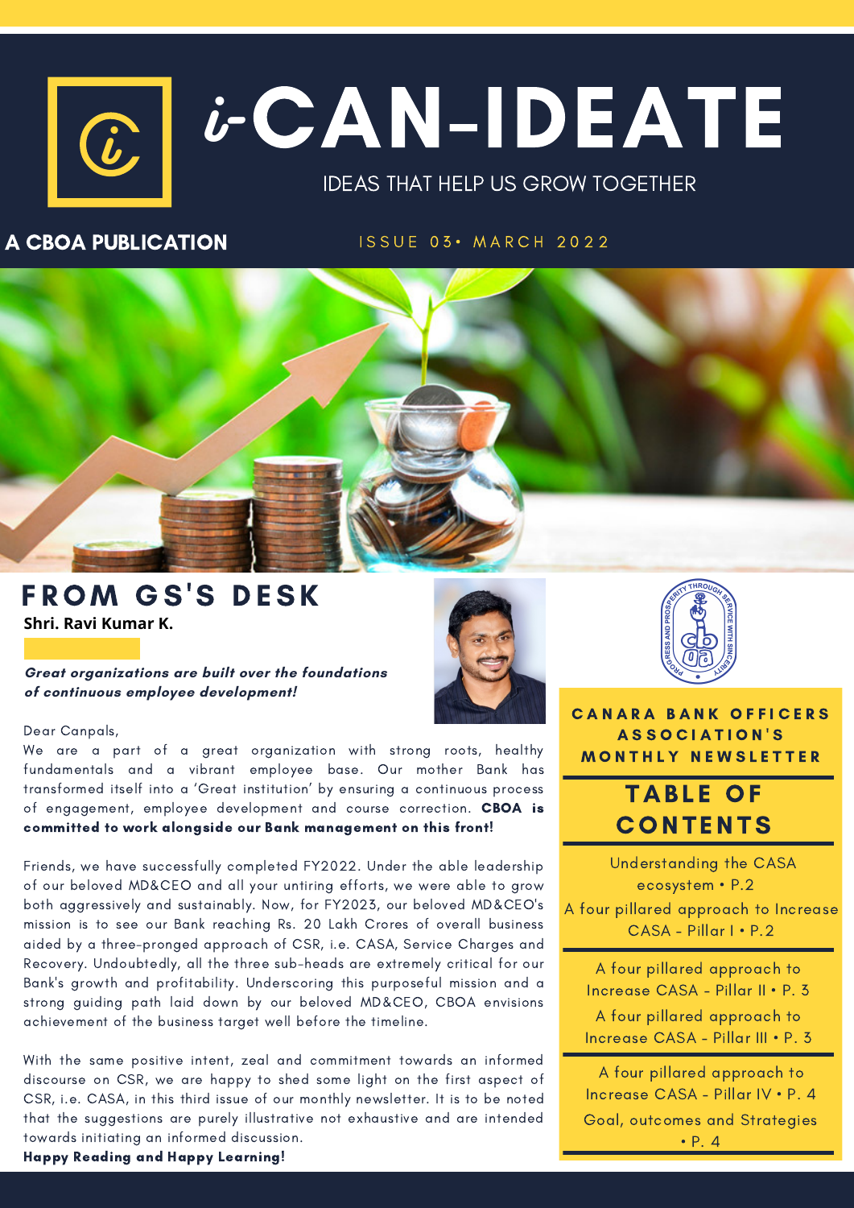# i-CAN-IDEATE

IDEAS THAT HELP US GROW TOGETHER

**A CBOA PUBLICATION**

ISSUE 03• MARCH 2022

## FROM GS'S DESK

**Shri. Ravi Kumar K.**

***Great organizations are built over the foundations of continuous employee development!***

Dear Canpals,

We are a part of a great organization with strong roots, healthy fundamentals and a vibrant employee base. Our mother Bank has transformed itself into a 'Great institution' by ensuring a continuous process of engagement, employee development and course correction. **CBOA is committed to work alongside our Bank management on this front!**

Friends, we have successfully completed FY2022. Under the able leadership of our beloved MD&CEO and all your untiring efforts, we were able to grow both aggressively and sustainably. Now, for FY2023, our beloved MD&CEO's mission is to see our Bank reaching Rs. 20 Lakh Crores of overall business aided by a three-pronged approach of CSR, i.e. CASA, Service Charges and Recovery. Undoubtedly, all the three sub-heads are extremely critical for our Bank's growth and profitability. Underscoring this purposeful mission and a strong guiding path laid down by our beloved MD&CEO, CBOA envisions achievement of the business target well before the timeline.

With the same positive intent, zeal and commitment towards an informed discourse on CSR, we are happy to shed some light on the first aspect of CSR, i.e. CASA, in this third issue of our monthly newsletter. It is to be noted that the suggestions are purely illustrative not exhaustive and are intended towards initiating an informed discussion.

**Happy Reading and Happy Learning!**

**CANARA BANK OFFICERS ASSOCIATION'S MONTHLY NEWSLETTER**

## TABLE OF CONTENTS

- Understanding the CASA ecosystem • P.2
- A four pillared approach to Increase CASA - Pillar I • P.2
- A four pillared approach to Increase CASA - Pillar II • P. 3
- A four pillared approach to Increase CASA - Pillar III • P. 3
- A four pillared approach to Increase CASA - Pillar IV • P. 4
- Goal, outcomes and Strategies • P. 4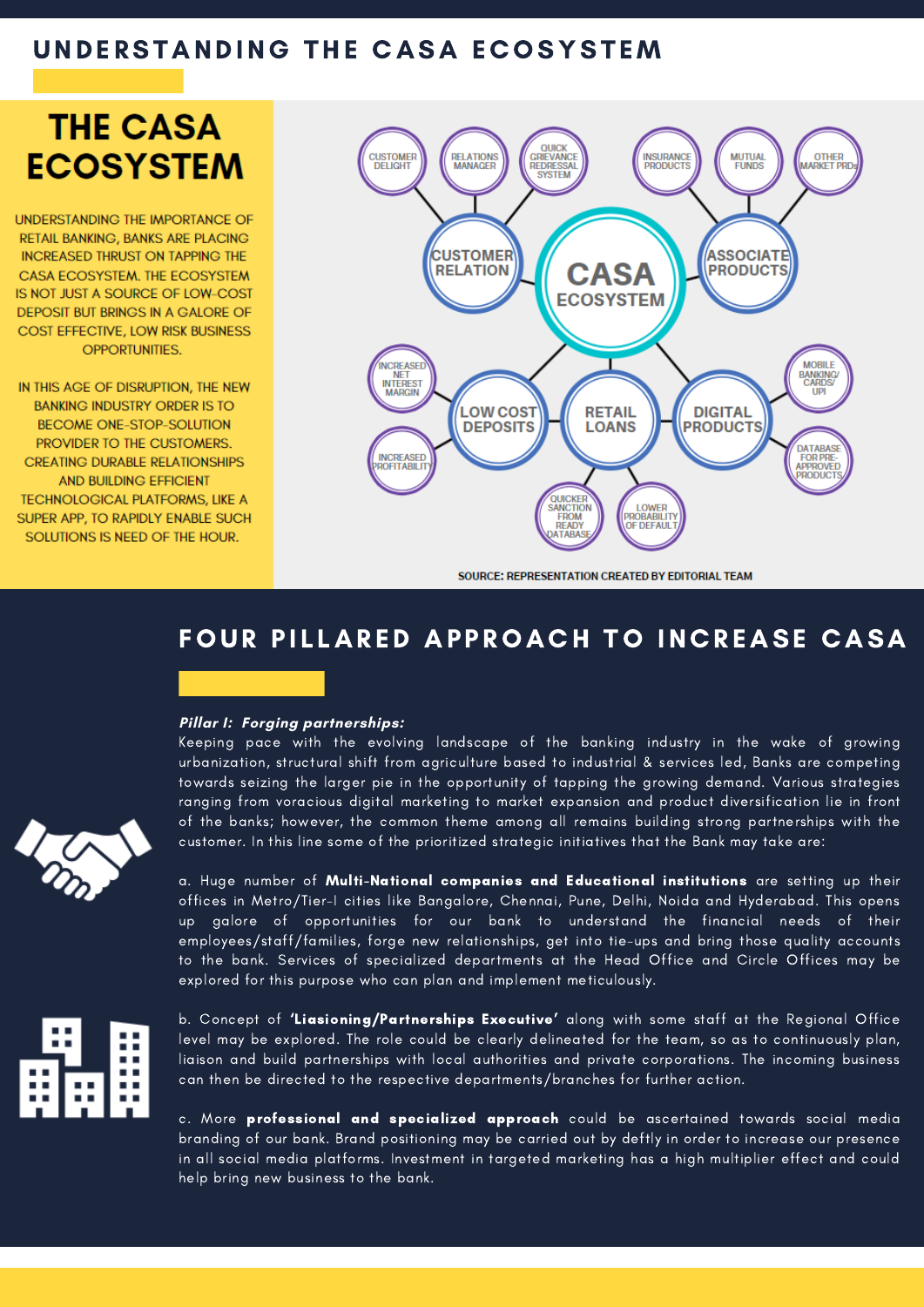## UNDERSTANDING THE CASA ECOSYSTEM

### THE CASA ECOSYSTEM

UNDERSTANDING THE IMPORTANCE OF RETAIL BANKING, BANKS ARE PLACING INCREASED THRUST ON TAPPING THE CASA ECOSYSTEM. THE ECOSYSTEM IS NOT JUST A SOURCE OF LOW-COST DEPOSIT BUT BRINGS IN A GALORE OF COST EFFECTIVE, LOW RISK BUSINESS OPPORTUNITIES.

IN THIS AGE OF DISRUPTION, THE NEW BANKING INDUSTRY ORDER IS TO BECOME ONE-STOP-SOLUTION PROVIDER TO THE CUSTOMERS. CREATING DURABLE RELATIONSHIPS AND BUILDING EFFICIENT TECHNOLOGICAL PLATFORMS, LIKE A SUPER APP, TO RAPIDLY ENABLE SUCH SOLUTIONS IS NEED OF THE HOUR.

CASA ECOSYSTEM
- CUSTOMER RELATION: CUSTOMER DELIGHT; RELATIONS MANAGER; QUICK GRIEVANCE REDRESSAL SYSTEM
- ASSOCIATE PRODUCTS: INSURANCE PRODUCTS; MUTUAL FUNDS; OTHER MARKET PRDs
- LOW COST DEPOSITS: INCREASED NET INTEREST MARGIN; INCREASED PROFITABILITY
- RETAIL LOANS: QUICKER SANCTION FROM READY DATABASE; LOWER PROBABILITY OF DEFAULT
- DIGITAL PRODUCTS: MOBILE BANKING/ CARDS/ UPI; DATABASE FOR PRE-APPROVED PRODUCTS

SOURCE: REPRESENTATION CREATED BY EDITORIAL TEAM

## FOUR PILLARED APPROACH TO INCREASE CASA

***Pillar I: Forging partnerships:***

Keeping pace with the evolving landscape of the banking industry in the wake of growing urbanization, structural shift from agriculture based to industrial & services led, Banks are competing towards seizing the larger pie in the opportunity of tapping the growing demand. Various strategies ranging from voracious digital marketing to market expansion and product diversification lie in front of the banks; however, the common theme among all remains building strong partnerships with the customer. In this line some of the prioritized strategic initiatives that the Bank may take are:

a. Huge number of **Multi-National companies and Educational institutions** are setting up their offices in Metro/Tier-I cities like Bangalore, Chennai, Pune, Delhi, Noida and Hyderabad. This opens up galore of opportunities for our bank to understand the financial needs of their employees/staff/families, forge new relationships, get into tie-ups and bring those quality accounts to the bank. Services of specialized departments at the Head Office and Circle Offices may be explored for this purpose who can plan and implement meticulously.

b. Concept of **'Liasioning/Partnerships Executive'** along with some staff at the Regional Office level may be explored. The role could be clearly delineated for the team, so as to continuously plan, liaison and build partnerships with local authorities and private corporations. The incoming business can then be directed to the respective departments/branches for further action.

c. More **professional and specialized approach** could be ascertained towards social media branding of our bank. Brand positioning may be carried out by deftly in order to increase our presence in all social media platforms. Investment in targeted marketing has a high multiplier effect and could help bring new business to the bank.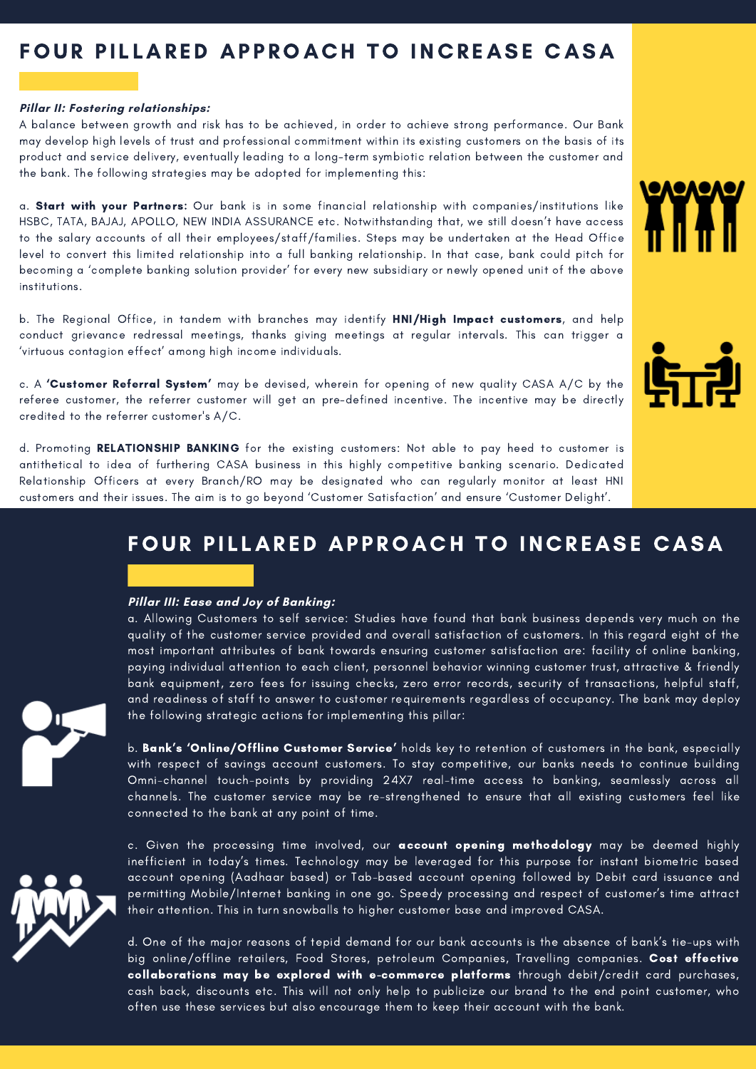# FOUR PILLARED APPROACH TO INCREASE CASA

***Pillar II: Fostering relationships:***

A balance between growth and risk has to be achieved, in order to achieve strong performance. Our Bank may develop high levels of trust and professional commitment within its existing customers on the basis of its product and service delivery, eventually leading to a long-term symbiotic relation between the customer and the bank. The following strategies may be adopted for implementing this:

a. **Start with your Partners:** Our bank is in some financial relationship with companies/institutions like HSBC, TATA, BAJAJ, APOLLO, NEW INDIA ASSURANCE etc. Notwithstanding that, we still doesn't have access to the salary accounts of all their employees/staff/families. Steps may be undertaken at the Head Office level to convert this limited relationship into a full banking relationship. In that case, bank could pitch for becoming a 'complete banking solution provider' for every new subsidiary or newly opened unit of the above institutions.

b. The Regional Office, in tandem with branches may identify **HNI/High Impact customers**, and help conduct grievance redressal meetings, thanks giving meetings at regular intervals. This can trigger a 'virtuous contagion effect' among high income individuals.

c. A **'Customer Referral System'** may be devised, wherein for opening of new quality CASA A/C by the referee customer, the referrer customer will get an pre-defined incentive. The incentive may be directly credited to the referrer customer's A/C.

d. Promoting **RELATIONSHIP BANKING** for the existing customers: Not able to pay heed to customer is antithetical to idea of furthering CASA business in this highly competitive banking scenario. Dedicated Relationship Officers at every Branch/RO may be designated who can regularly monitor at least HNI customers and their issues. The aim is to go beyond 'Customer Satisfaction' and ensure 'Customer Delight'.

# FOUR PILLARED APPROACH TO INCREASE CASA

***Pillar III: Ease and Joy of Banking:***

a. Allowing Customers to self service: Studies have found that bank business depends very much on the quality of the customer service provided and overall satisfaction of customers. In this regard eight of the most important attributes of bank towards ensuring customer satisfaction are: facility of online banking, paying individual attention to each client, personnel behavior winning customer trust, attractive & friendly bank equipment, zero fees for issuing checks, zero error records, security of transactions, helpful staff, and readiness of staff to answer to customer requirements regardless of occupancy. The bank may deploy the following strategic actions for implementing this pillar:

b. **Bank's 'Online/Offline Customer Service'** holds key to retention of customers in the bank, especially with respect of savings account customers. To stay competitive, our banks needs to continue building Omni-channel touch-points by providing 24X7 real-time access to banking, seamlessly across all channels. The customer service may be re-strengthened to ensure that all existing customers feel like connected to the bank at any point of time.

c. Given the processing time involved, our **account opening methodology** may be deemed highly inefficient in today's times. Technology may be leveraged for this purpose for instant biometric based account opening (Aadhaar based) or Tab-based account opening followed by Debit card issuance and permitting Mobile/Internet banking in one go. Speedy processing and respect of customer's time attract their attention. This in turn snowballs to higher customer base and improved CASA.

d. One of the major reasons of tepid demand for our bank accounts is the absence of bank's tie-ups with big online/offline retailers, Food Stores, petroleum Companies, Travelling companies. **Cost effective collaborations may be explored with e-commerce platforms** through debit/credit card purchases, cash back, discounts etc. This will not only help to publicize our brand to the end point customer, who often use these services but also encourage them to keep their account with the bank.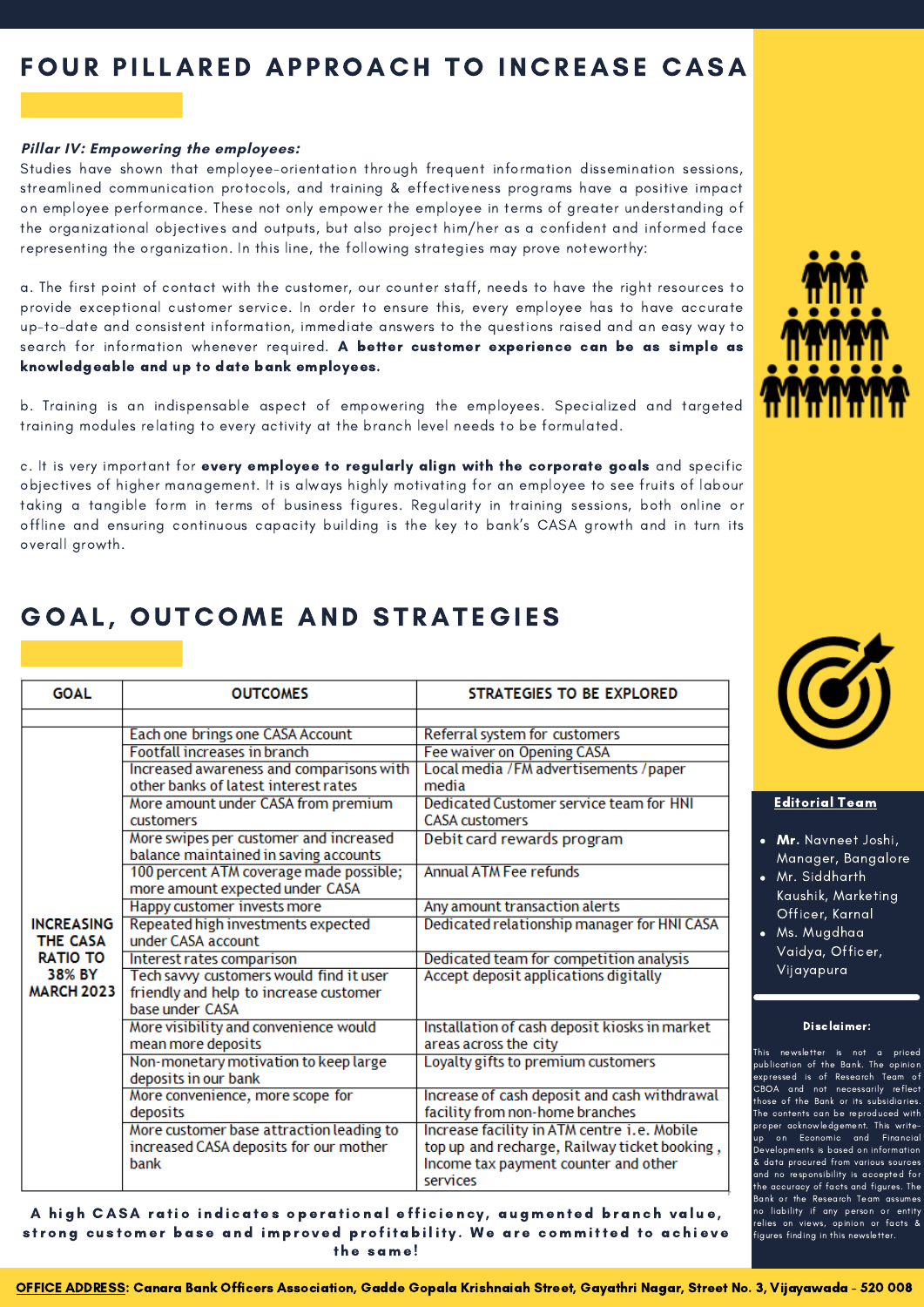# FOUR PILLARED APPROACH TO INCREASE CASA

***Pillar IV: Empowering the employees:***

Studies have shown that employee-orientation through frequent information dissemination sessions, streamlined communication protocols, and training & effectiveness programs have a positive impact on employee performance. These not only empower the employee in terms of greater understanding of the organizational objectives and outputs, but also project him/her as a confident and informed face representing the organization. In this line, the following strategies may prove noteworthy:

a. The first point of contact with the customer, our counter staff, needs to have the right resources to provide exceptional customer service. In order to ensure this, every employee has to have accurate up-to-date and consistent information, immediate answers to the questions raised and an easy way to search for information whenever required. **A better customer experience can be as simple as knowledgeable and up to date bank employees.**

b. Training is an indispensable aspect of empowering the employees. Specialized and targeted training modules relating to every activity at the branch level needs to be formulated.

c. It is very important for **every employee to regularly align with the corporate goals** and specific objectives of higher management. It is always highly motivating for an employee to see fruits of labour taking a tangible form in terms of business figures. Regularity in training sessions, both online or offline and ensuring continuous capacity building is the key to bank's CASA growth and in turn its overall growth.

# GOAL, OUTCOME AND STRATEGIES

| GOAL | OUTCOMES | STRATEGIES TO BE EXPLORED |
|---|---|---|
| INCREASING THE CASA RATIO TO 38% BY MARCH 2023 | Each one brings one CASA Account | Referral system for customers |
| | Footfall increases in branch | Fee waiver on Opening CASA |
| | Increased awareness and comparisons with other banks of latest interest rates | Local media /FM advertisements /paper media |
| | More amount under CASA from premium customers | Dedicated Customer service team for HNI CASA customers |
| | More swipes per customer and increased balance maintained in saving accounts | Debit card rewards program |
| | 100 percent ATM coverage made possible; more amount expected under CASA | Annual ATM Fee refunds |
| | Happy customer invests more | Any amount transaction alerts |
| | Repeated high investments expected under CASA account | Dedicated relationship manager for HNI CASA |
| | Interest rates comparison | Dedicated team for competition analysis |
| | Tech savvy customers would find it user friendly and help to increase customer base under CASA | Accept deposit applications digitally |
| | More visibility and convenience would mean more deposits | Installation of cash deposit kiosks in market areas across the city |
| | Non-monetary motivation to keep large deposits in our bank | Loyalty gifts to premium customers |
| | More convenience, more scope for deposits | Increase of cash deposit and cash withdrawal facility from non-home branches |
| | More customer base attraction leading to increased CASA deposits for our mother bank | Increase facility in ATM centre i.e. Mobile top up and recharge, Railway ticket booking , Income tax payment counter and other services |

**A high CASA ratio indicates operational efficiency, augmented branch value, strong customer base and improved profitability. We are committed to achieve the same!**

**Editorial Team**

- **Mr.** Navneet Joshi, Manager, Bangalore
- Mr. Siddharth Kaushik, Marketing Officer, Karnal
- Ms. Mugdhaa Vaidya, Officer, Vijayapura

**Disclaimer:**

This newsletter is not a priced publication of the Bank. The opinion expressed is of Research Team of CBOA and not necessarily reflect those of the Bank or its subsidiaries. The contents can be reproduced with proper acknowledgement. This write-up on Economic and Financial Developments is based on information & data procured from various sources and no responsibility is accepted for the accuracy of facts and figures. The Bank or the Research Team assumes no liability if any person or entity relies on views, opinion or facts & figures finding in this newsletter.

**OFFICE ADDRESS: Canara Bank Officers Association, Gadde Gopala Krishnaiah Street, Gayathri Nagar, Street No. 3, Vijayawada - 520 008**